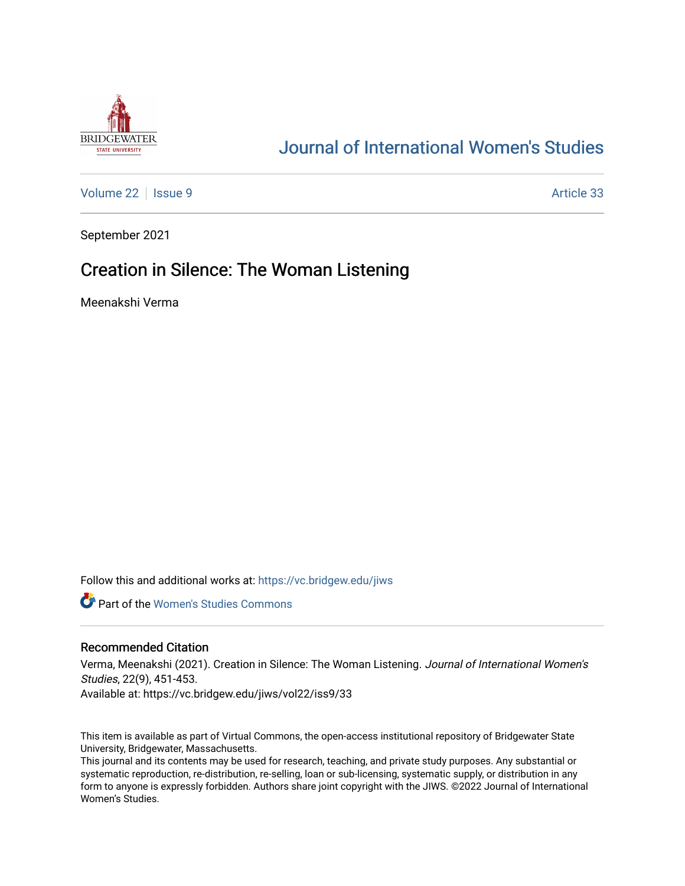# Journal of International Women's Studies

Volume 22 | Issue 9 Article 33

September 2021

## Creation in Silence: The Woman Listening

Meenakshi Verma

Follow this and additional works at: https://vc.bridgew.edu/jiws

Part of the Women's Studies Commons

### Recommended Citation

Verma, Meenakshi (2021). Creation in Silence: The Woman Listening. *Journal of International Women's Studies*, 22(9), 451-453.

Available at: https://vc.bridgew.edu/jiws/vol22/iss9/33

This item is available as part of Virtual Commons, the open-access institutional repository of Bridgewater State University, Bridgewater, Massachusetts.

This journal and its contents may be used for research, teaching, and private study purposes. Any substantial or systematic reproduction, re-distribution, re-selling, loan or sub-licensing, systematic supply, or distribution in any form to anyone is expressly forbidden. Authors share joint copyright with the JIWS. ©2022 Journal of International Women's Studies.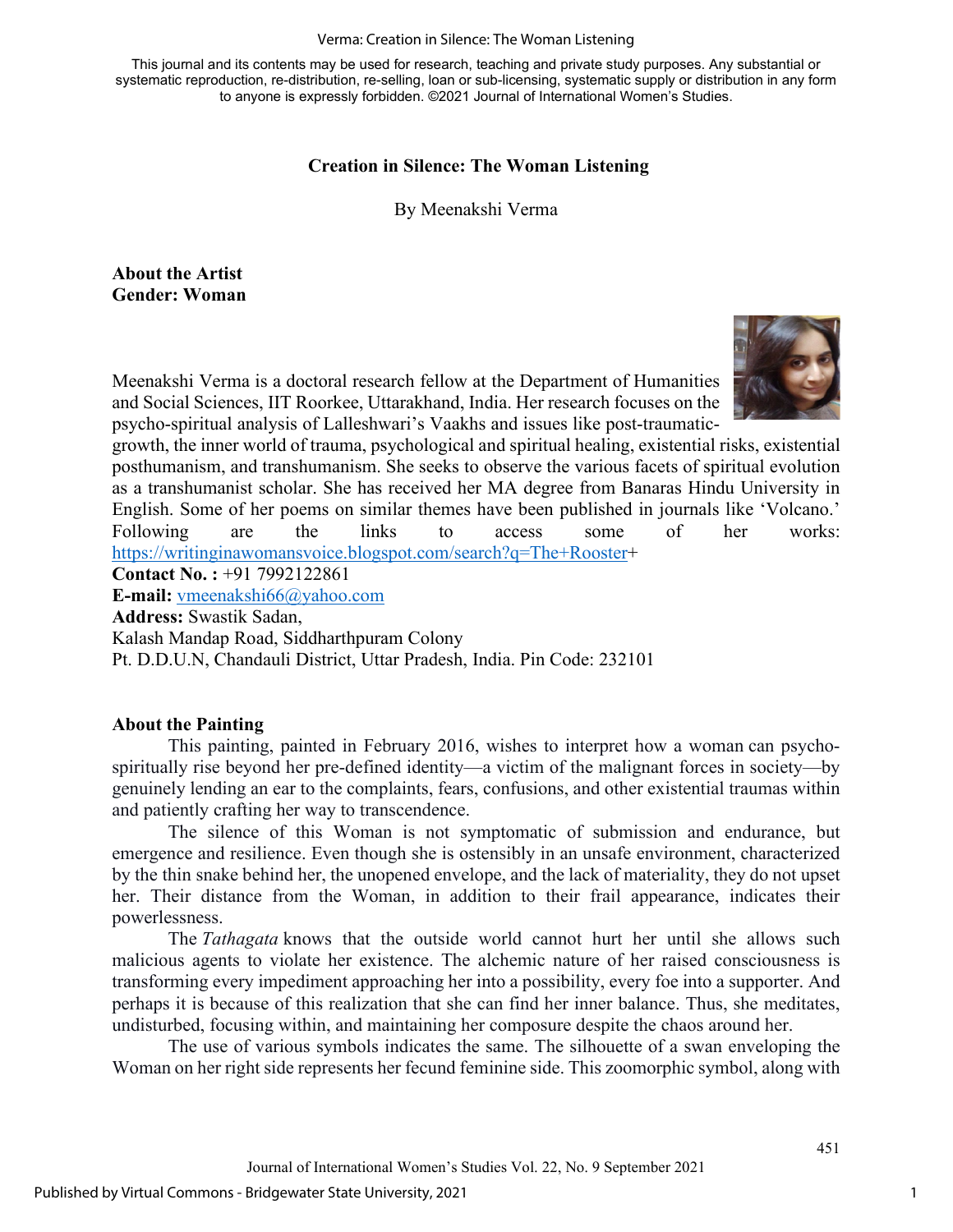**Creation in Silence: The Woman Listening**

By Meenakshi Verma

**About the Artist**
**Gender: Woman**

Meenakshi Verma is a doctoral research fellow at the Department of Humanities and Social Sciences, IIT Roorkee, Uttarakhand, India. Her research focuses on the psycho-spiritual analysis of Lalleshwari's Vaakhs and issues like post-traumatic-growth, the inner world of trauma, psychological and spiritual healing, existential risks, existential posthumanism, and transhumanism. She seeks to observe the various facets of spiritual evolution as a transhumanist scholar. She has received her MA degree from Banaras Hindu University in English. Some of her poems on similar themes have been published in journals like 'Volcano.' Following are the links to access some of her works: https://writinginawomansvoice.blogspot.com/search?q=The+Rooster+

**Contact No. :** +91 7992122861
**E-mail:** vmeenakshi66@yahoo.com
**Address:** Swastik Sadan,
Kalash Mandap Road, Siddharthpuram Colony
Pt. D.D.U.N, Chandauli District, Uttar Pradesh, India. Pin Code: 232101

**About the Painting**

This painting, painted in February 2016, wishes to interpret how a woman can psycho-spiritually rise beyond her pre-defined identity—a victim of the malignant forces in society—by genuinely lending an ear to the complaints, fears, confusions, and other existential traumas within and patiently crafting her way to transcendence.

The silence of this Woman is not symptomatic of submission and endurance, but emergence and resilience. Even though she is ostensibly in an unsafe environment, characterized by the thin snake behind her, the unopened envelope, and the lack of materiality, they do not upset her. Their distance from the Woman, in addition to their frail appearance, indicates their powerlessness.

The *Tathagata* knows that the outside world cannot hurt her until she allows such malicious agents to violate her existence. The alchemic nature of her raised consciousness is transforming every impediment approaching her into a possibility, every foe into a supporter. And perhaps it is because of this realization that she can find her inner balance. Thus, she meditates, undisturbed, focusing within, and maintaining her composure despite the chaos around her.

The use of various symbols indicates the same. The silhouette of a swan enveloping the Woman on her right side represents her fecund feminine side. This zoomorphic symbol, along with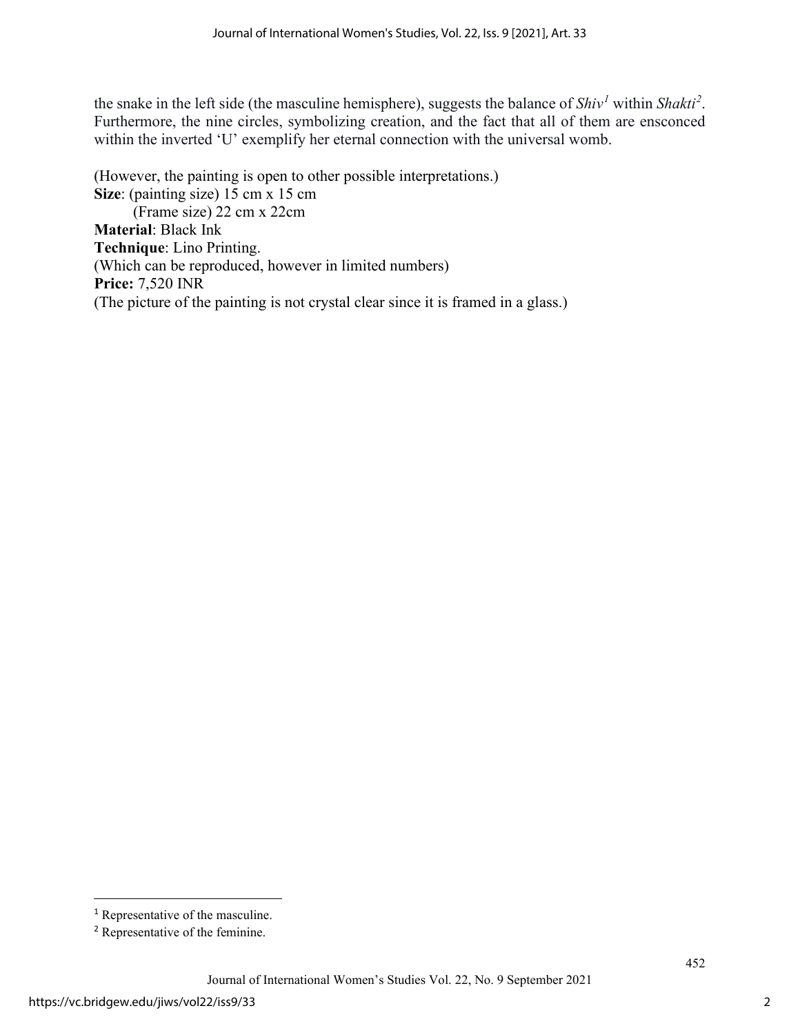the snake in the left side (the masculine hemisphere), suggests the balance of *Shiv*[1] within *Shakti*[2]. Furthermore, the nine circles, symbolizing creation, and the fact that all of them are ensconced within the inverted 'U' exemplify her eternal connection with the universal womb.

(However, the painting is open to other possible interpretations.)
**Size**: (painting size) 15 cm x 15 cm
(Frame size) 22 cm x 22cm
**Material**: Black Ink
**Technique**: Lino Printing.
(Which can be reproduced, however in limited numbers)
**Price:** 7,520 INR
(The picture of the painting is not crystal clear since it is framed in a glass.)

---

[1] Representative of the masculine.

[2] Representative of the feminine.